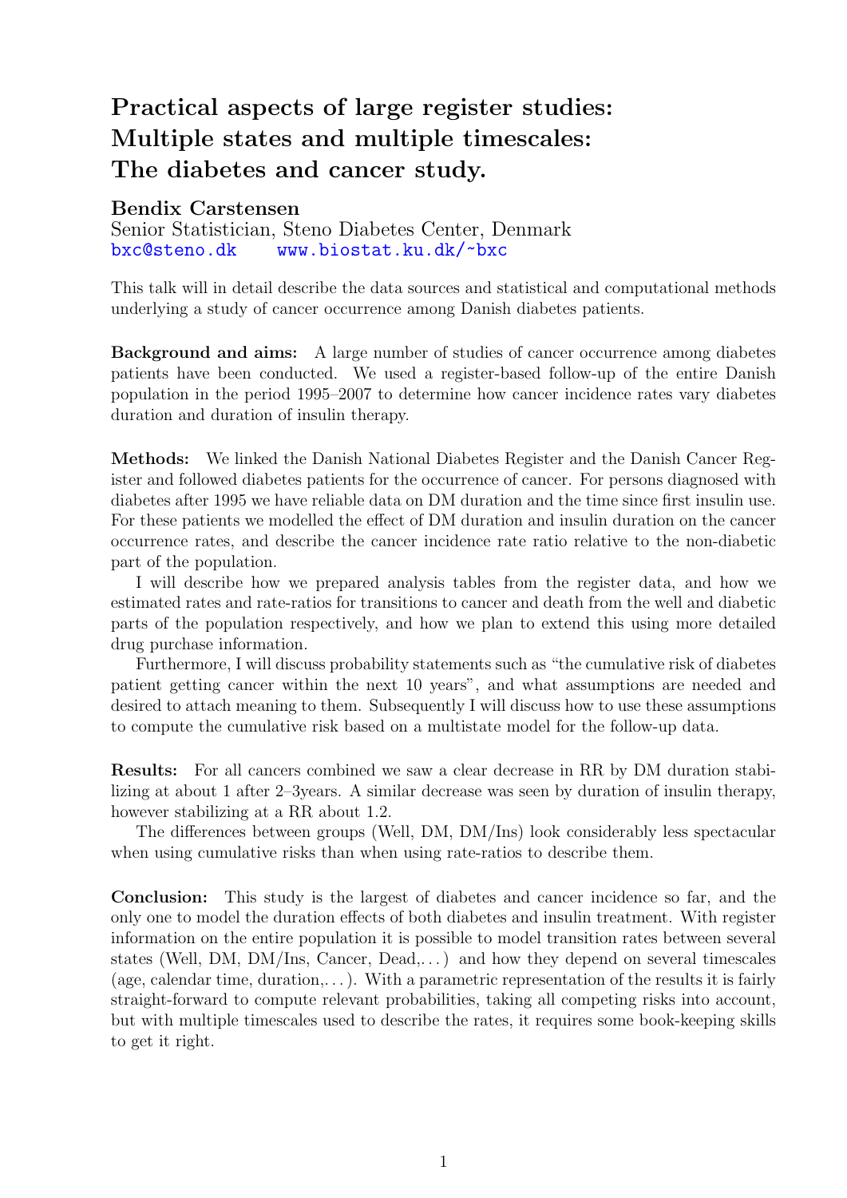# Practical aspects of large register studies: Multiple states and multiple timescales: The diabetes and cancer study.

**Bendix Carstensen**
Senior Statistician, Steno Diabetes Center, Denmark
bxc@steno.dk www.biostat.ku.dk/~bxc

This talk will in detail describe the data sources and statistical and computational methods underlying a study of cancer occurrence among Danish diabetes patients.

**Background and aims:** A large number of studies of cancer occurrence among diabetes patients have been conducted. We used a register-based follow-up of the entire Danish population in the period 1995–2007 to determine how cancer incidence rates vary diabetes duration and duration of insulin therapy.

**Methods:** We linked the Danish National Diabetes Register and the Danish Cancer Register and followed diabetes patients for the occurrence of cancer. For persons diagnosed with diabetes after 1995 we have reliable data on DM duration and the time since first insulin use. For these patients we modelled the effect of DM duration and insulin duration on the cancer occurrence rates, and describe the cancer incidence rate ratio relative to the non-diabetic part of the population.

I will describe how we prepared analysis tables from the register data, and how we estimated rates and rate-ratios for transitions to cancer and death from the well and diabetic parts of the population respectively, and how we plan to extend this using more detailed drug purchase information.

Furthermore, I will discuss probability statements such as "the cumulative risk of diabetes patient getting cancer within the next 10 years", and what assumptions are needed and desired to attach meaning to them. Subsequently I will discuss how to use these assumptions to compute the cumulative risk based on a multistate model for the follow-up data.

**Results:** For all cancers combined we saw a clear decrease in RR by DM duration stabilizing at about 1 after 2–3years. A similar decrease was seen by duration of insulin therapy, however stabilizing at a RR about 1.2.

The differences between groups (Well, DM, DM/Ins) look considerably less spectacular when using cumulative risks than when using rate-ratios to describe them.

**Conclusion:** This study is the largest of diabetes and cancer incidence so far, and the only one to model the duration effects of both diabetes and insulin treatment. With register information on the entire population it is possible to model transition rates between several states (Well, DM, DM/Ins, Cancer, Dead,...) and how they depend on several timescales (age, calendar time, duration,...). With a parametric representation of the results it is fairly straight-forward to compute relevant probabilities, taking all competing risks into account, but with multiple timescales used to describe the rates, it requires some book-keeping skills to get it right.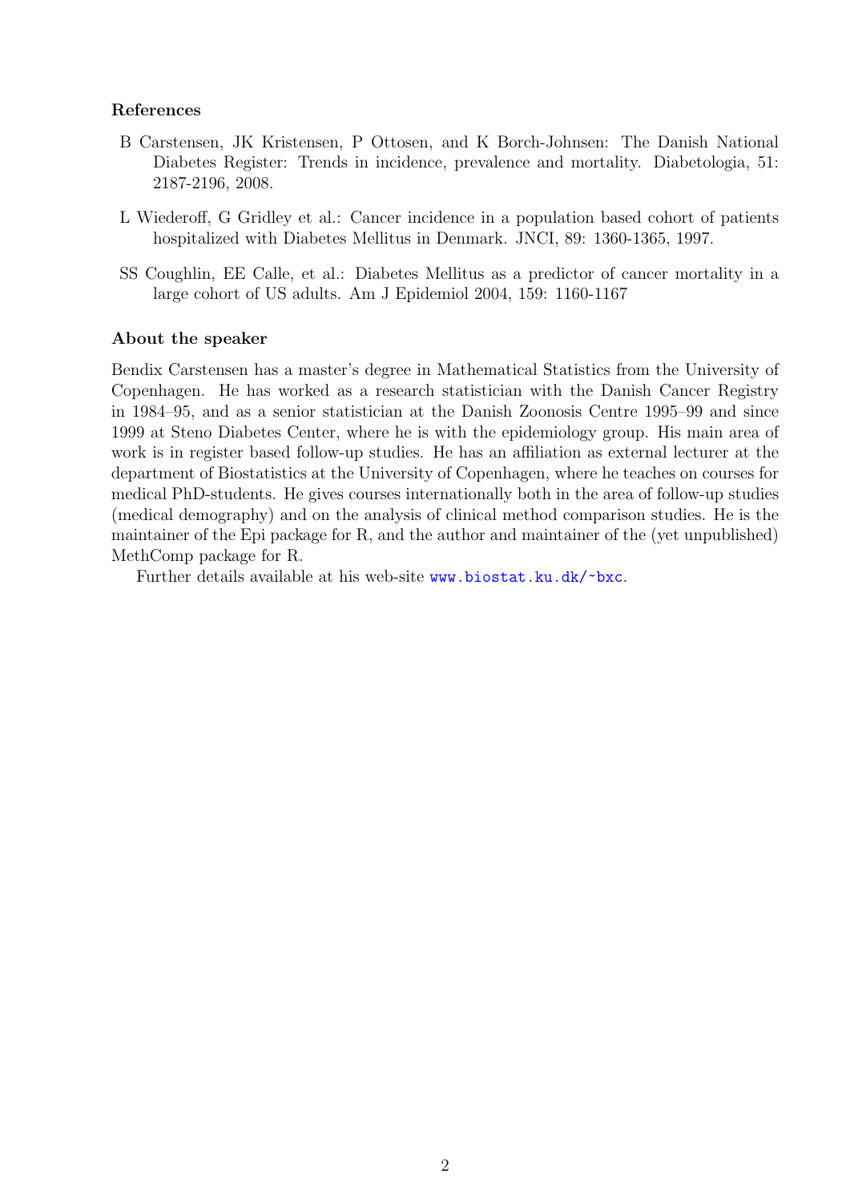### References

B Carstensen, JK Kristensen, P Ottosen, and K Borch-Johnsen: The Danish National Diabetes Register: Trends in incidence, prevalence and mortality. Diabetologia, 51: 2187-2196, 2008.

L Wiederoff, G Gridley et al.: Cancer incidence in a population based cohort of patients hospitalized with Diabetes Mellitus in Denmark. JNCI, 89: 1360-1365, 1997.

SS Coughlin, EE Calle, et al.: Diabetes Mellitus as a predictor of cancer mortality in a large cohort of US adults. Am J Epidemiol 2004, 159: 1160-1167

### About the speaker

Bendix Carstensen has a master's degree in Mathematical Statistics from the University of Copenhagen. He has worked as a research statistician with the Danish Cancer Registry in 1984–95, and as a senior statistician at the Danish Zoonosis Centre 1995–99 and since 1999 at Steno Diabetes Center, where he is with the epidemiology group. His main area of work is in register based follow-up studies. He has an affiliation as external lecturer at the department of Biostatistics at the University of Copenhagen, where he teaches on courses for medical PhD-students. He gives courses internationally both in the area of follow-up studies (medical demography) and on the analysis of clinical method comparison studies. He is the maintainer of the Epi package for R, and the author and maintainer of the (yet unpublished) MethComp package for R.

Further details available at his web-site www.biostat.ku.dk/~bxc.